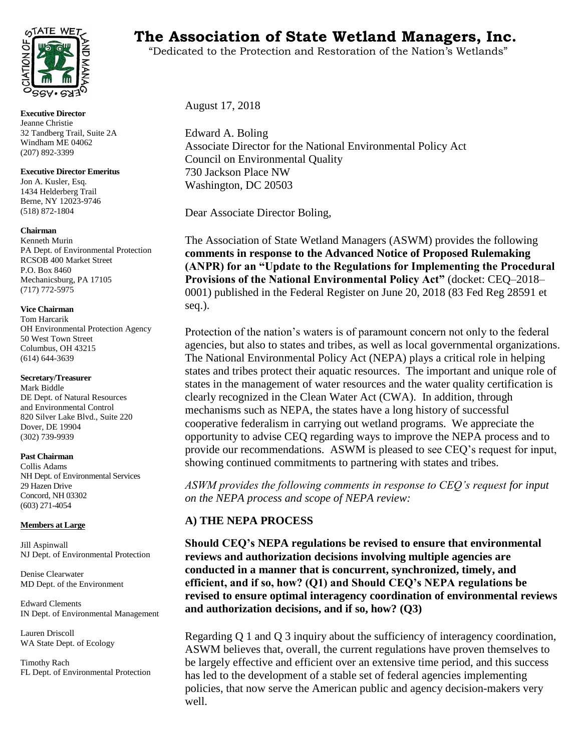# The Association of State Wetland Managers, Inc.

"Dedicated to the Protection and Restoration of the Nation's Wetlands"

**Executive Director**
Jeanne Christie
32 Tandberg Trail, Suite 2A
Windham ME 04062
(207) 892-3399

**Executive Director Emeritus**
Jon A. Kusler, Esq.
1434 Helderberg Trail
Berne, NY 12023-9746
(518) 872-1804

**Chairman**
Kenneth Murin
PA Dept. of Environmental Protection
RCSOB 400 Market Street
P.O. Box 8460
Mechanicsburg, PA 17105
(717) 772-5975

**Vice Chairman**
Tom Harcarik
OH Environmental Protection Agency
50 West Town Street
Columbus, OH 43215
(614) 644-3639

**Secretary/Treasurer**
Mark Biddle
DE Dept. of Natural Resources
and Environmental Control
820 Silver Lake Blvd., Suite 220
Dover, DE 19904
(302) 739-9939

**Past Chairman**
Collis Adams
NH Dept. of Environmental Services
29 Hazen Drive
Concord, NH 03302
(603) 271-4054

**Members at Large**

Jill Aspinwall
NJ Dept. of Environmental Protection

Denise Clearwater
MD Dept. of the Environment

Edward Clements
IN Dept. of Environmental Management

Lauren Driscoll
WA State Dept. of Ecology

Timothy Rach
FL Dept. of Environmental Protection

August 17, 2018

Edward A. Boling
Associate Director for the National Environmental Policy Act
Council on Environmental Quality
730 Jackson Place NW
Washington, DC 20503

Dear Associate Director Boling,

The Association of State Wetland Managers (ASWM) provides the following **comments in response to the Advanced Notice of Proposed Rulemaking (ANPR) for an "Update to the Regulations for Implementing the Procedural Provisions of the National Environmental Policy Act"** (docket: CEQ–2018–0001) published in the Federal Register on June 20, 2018 (83 Fed Reg 28591 et seq.).

Protection of the nation's waters is of paramount concern not only to the federal agencies, but also to states and tribes, as well as local governmental organizations. The National Environmental Policy Act (NEPA) plays a critical role in helping states and tribes protect their aquatic resources. The important and unique role of states in the management of water resources and the water quality certification is clearly recognized in the Clean Water Act (CWA). In addition, through mechanisms such as NEPA, the states have a long history of successful cooperative federalism in carrying out wetland programs. We appreciate the opportunity to advise CEQ regarding ways to improve the NEPA process and to provide our recommendations. ASWM is pleased to see CEQ's request for input, showing continued commitments to partnering with states and tribes.

*ASWM provides the following comments in response to CEQ's request for input on the NEPA process and scope of NEPA review:*

## A) THE NEPA PROCESS

**Should CEQ's NEPA regulations be revised to ensure that environmental reviews and authorization decisions involving multiple agencies are conducted in a manner that is concurrent, synchronized, timely, and efficient, and if so, how? (Q1) and Should CEQ's NEPA regulations be revised to ensure optimal interagency coordination of environmental reviews and authorization decisions, and if so, how? (Q3)**

Regarding Q 1 and Q 3 inquiry about the sufficiency of interagency coordination, ASWM believes that, overall, the current regulations have proven themselves to be largely effective and efficient over an extensive time period, and this success has led to the development of a stable set of federal agencies implementing policies, that now serve the American public and agency decision-makers very well.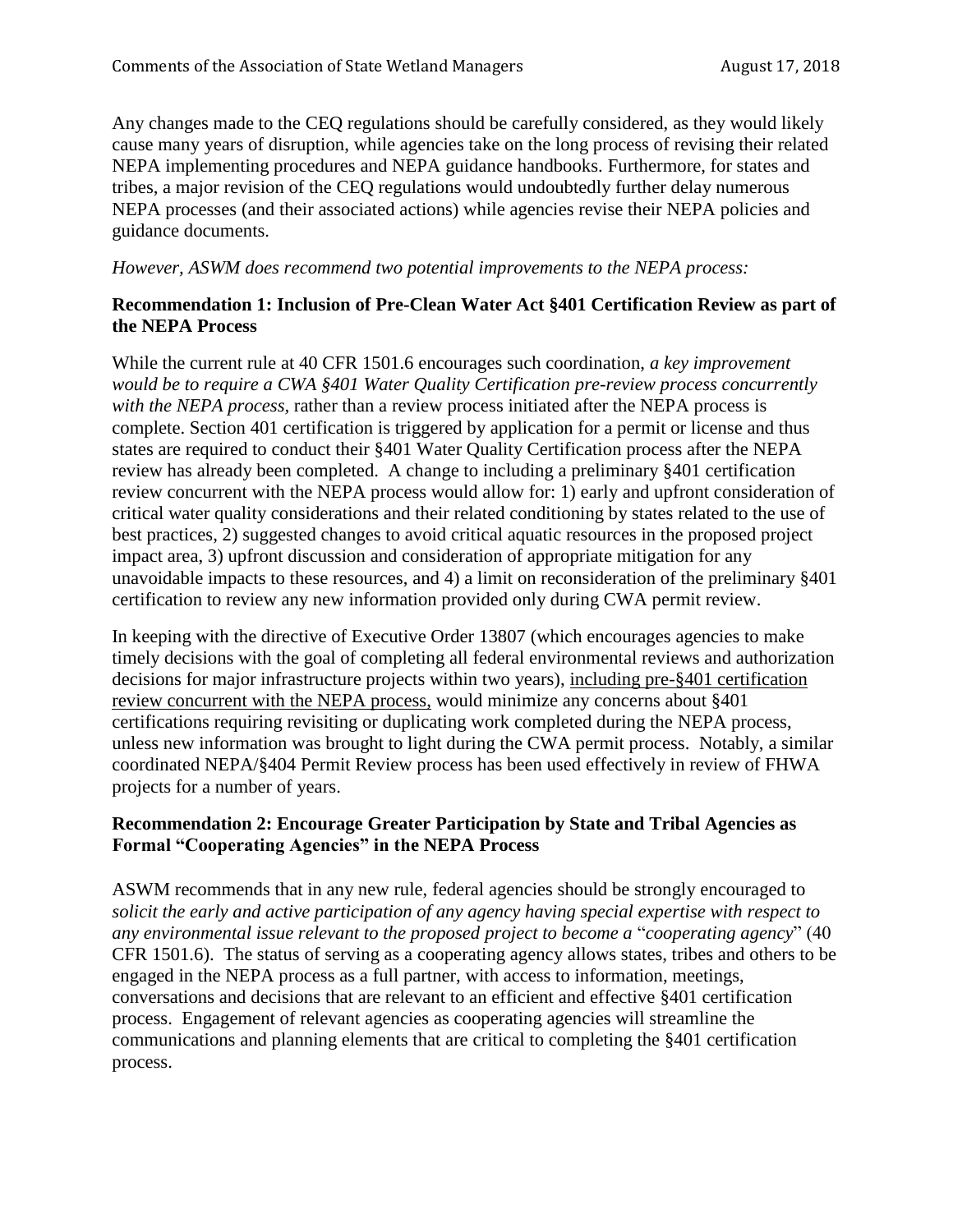Any changes made to the CEQ regulations should be carefully considered, as they would likely cause many years of disruption, while agencies take on the long process of revising their related NEPA implementing procedures and NEPA guidance handbooks. Furthermore, for states and tribes, a major revision of the CEQ regulations would undoubtedly further delay numerous NEPA processes (and their associated actions) while agencies revise their NEPA policies and guidance documents.

*However, ASWM does recommend two potential improvements to the NEPA process:*

**Recommendation 1: Inclusion of Pre-Clean Water Act §401 Certification Review as part of the NEPA Process**

While the current rule at 40 CFR 1501.6 encourages such coordination, *a key improvement would be to require a CWA §401 Water Quality Certification pre-review process concurrently with the NEPA process,* rather than a review process initiated after the NEPA process is complete. Section 401 certification is triggered by application for a permit or license and thus states are required to conduct their §401 Water Quality Certification process after the NEPA review has already been completed. A change to including a preliminary §401 certification review concurrent with the NEPA process would allow for: 1) early and upfront consideration of critical water quality considerations and their related conditioning by states related to the use of best practices, 2) suggested changes to avoid critical aquatic resources in the proposed project impact area, 3) upfront discussion and consideration of appropriate mitigation for any unavoidable impacts to these resources, and 4) a limit on reconsideration of the preliminary §401 certification to review any new information provided only during CWA permit review.

In keeping with the directive of Executive Order 13807 (which encourages agencies to make timely decisions with the goal of completing all federal environmental reviews and authorization decisions for major infrastructure projects within two years), <u>including pre-§401 certification review concurrent with the NEPA process,</u> would minimize any concerns about §401 certifications requiring revisiting or duplicating work completed during the NEPA process, unless new information was brought to light during the CWA permit process. Notably, a similar coordinated NEPA/§404 Permit Review process has been used effectively in review of FHWA projects for a number of years.

**Recommendation 2: Encourage Greater Participation by State and Tribal Agencies as Formal "Cooperating Agencies" in the NEPA Process**

ASWM recommends that in any new rule, federal agencies should be strongly encouraged to *solicit the early and active participation of any agency having special expertise with respect to any environmental issue relevant to the proposed project to become a* "*cooperating agency*" (40 CFR 1501.6). The status of serving as a cooperating agency allows states, tribes and others to be engaged in the NEPA process as a full partner, with access to information, meetings, conversations and decisions that are relevant to an efficient and effective §401 certification process. Engagement of relevant agencies as cooperating agencies will streamline the communications and planning elements that are critical to completing the §401 certification process.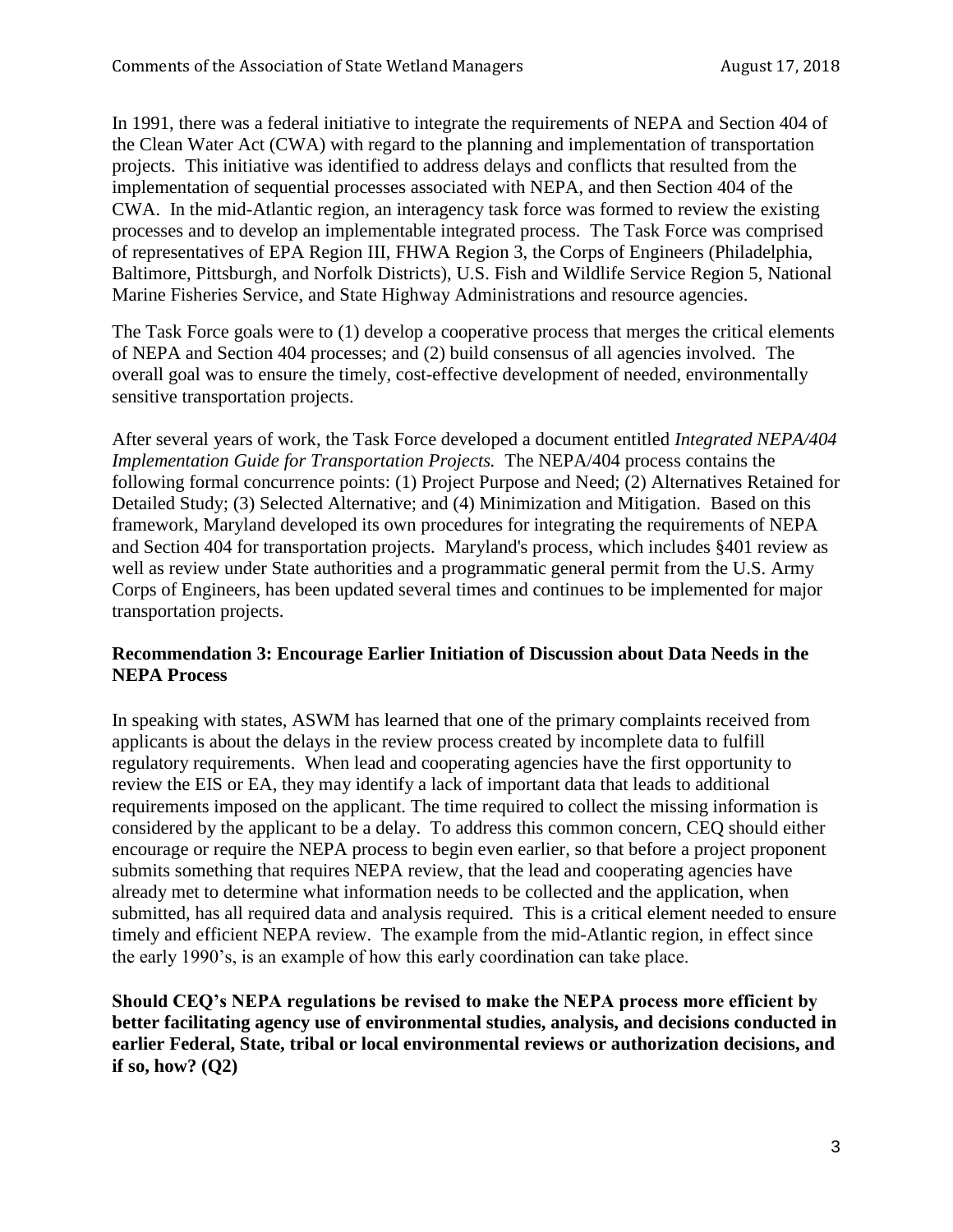In 1991, there was a federal initiative to integrate the requirements of NEPA and Section 404 of the Clean Water Act (CWA) with regard to the planning and implementation of transportation projects. This initiative was identified to address delays and conflicts that resulted from the implementation of sequential processes associated with NEPA, and then Section 404 of the CWA. In the mid-Atlantic region, an interagency task force was formed to review the existing processes and to develop an implementable integrated process. The Task Force was comprised of representatives of EPA Region III, FHWA Region 3, the Corps of Engineers (Philadelphia, Baltimore, Pittsburgh, and Norfolk Districts), U.S. Fish and Wildlife Service Region 5, National Marine Fisheries Service, and State Highway Administrations and resource agencies.

The Task Force goals were to (1) develop a cooperative process that merges the critical elements of NEPA and Section 404 processes; and (2) build consensus of all agencies involved. The overall goal was to ensure the timely, cost-effective development of needed, environmentally sensitive transportation projects.

After several years of work, the Task Force developed a document entitled *Integrated NEPA/404 Implementation Guide for Transportation Projects.* The NEPA/404 process contains the following formal concurrence points: (1) Project Purpose and Need; (2) Alternatives Retained for Detailed Study; (3) Selected Alternative; and (4) Minimization and Mitigation. Based on this framework, Maryland developed its own procedures for integrating the requirements of NEPA and Section 404 for transportation projects. Maryland's process, which includes §401 review as well as review under State authorities and a programmatic general permit from the U.S. Army Corps of Engineers, has been updated several times and continues to be implemented for major transportation projects.

**Recommendation 3: Encourage Earlier Initiation of Discussion about Data Needs in the NEPA Process**

In speaking with states, ASWM has learned that one of the primary complaints received from applicants is about the delays in the review process created by incomplete data to fulfill regulatory requirements. When lead and cooperating agencies have the first opportunity to review the EIS or EA, they may identify a lack of important data that leads to additional requirements imposed on the applicant. The time required to collect the missing information is considered by the applicant to be a delay. To address this common concern, CEQ should either encourage or require the NEPA process to begin even earlier, so that before a project proponent submits something that requires NEPA review, that the lead and cooperating agencies have already met to determine what information needs to be collected and the application, when submitted, has all required data and analysis required. This is a critical element needed to ensure timely and efficient NEPA review. The example from the mid-Atlantic region, in effect since the early 1990's, is an example of how this early coordination can take place.

**Should CEQ's NEPA regulations be revised to make the NEPA process more efficient by better facilitating agency use of environmental studies, analysis, and decisions conducted in earlier Federal, State, tribal or local environmental reviews or authorization decisions, and if so, how? (Q2)**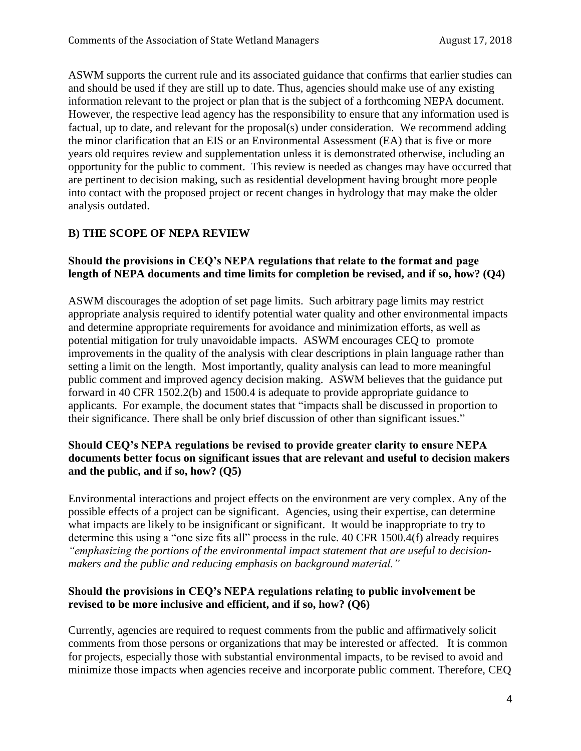ASWM supports the current rule and its associated guidance that confirms that earlier studies can and should be used if they are still up to date. Thus, agencies should make use of any existing information relevant to the project or plan that is the subject of a forthcoming NEPA document. However, the respective lead agency has the responsibility to ensure that any information used is factual, up to date, and relevant for the proposal(s) under consideration. We recommend adding the minor clarification that an EIS or an Environmental Assessment (EA) that is five or more years old requires review and supplementation unless it is demonstrated otherwise, including an opportunity for the public to comment. This review is needed as changes may have occurred that are pertinent to decision making, such as residential development having brought more people into contact with the proposed project or recent changes in hydrology that may make the older analysis outdated.

## B) THE SCOPE OF NEPA REVIEW

### Should the provisions in CEQ's NEPA regulations that relate to the format and page length of NEPA documents and time limits for completion be revised, and if so, how? (Q4)

ASWM discourages the adoption of set page limits. Such arbitrary page limits may restrict appropriate analysis required to identify potential water quality and other environmental impacts and determine appropriate requirements for avoidance and minimization efforts, as well as potential mitigation for truly unavoidable impacts. ASWM encourages CEQ to promote improvements in the quality of the analysis with clear descriptions in plain language rather than setting a limit on the length. Most importantly, quality analysis can lead to more meaningful public comment and improved agency decision making. ASWM believes that the guidance put forward in 40 CFR 1502.2(b) and 1500.4 is adequate to provide appropriate guidance to applicants. For example, the document states that "impacts shall be discussed in proportion to their significance. There shall be only brief discussion of other than significant issues."

### Should CEQ's NEPA regulations be revised to provide greater clarity to ensure NEPA documents better focus on significant issues that are relevant and useful to decision makers and the public, and if so, how? (Q5)

Environmental interactions and project effects on the environment are very complex. Any of the possible effects of a project can be significant. Agencies, using their expertise, can determine what impacts are likely to be insignificant or significant. It would be inappropriate to try to determine this using a "one size fits all" process in the rule. 40 CFR 1500.4(f) already requires *"emphasizing the portions of the environmental impact statement that are useful to decision-makers and the public and reducing emphasis on background material."*

### Should the provisions in CEQ's NEPA regulations relating to public involvement be revised to be more inclusive and efficient, and if so, how? (Q6)

Currently, agencies are required to request comments from the public and affirmatively solicit comments from those persons or organizations that may be interested or affected. It is common for projects, especially those with substantial environmental impacts, to be revised to avoid and minimize those impacts when agencies receive and incorporate public comment. Therefore, CEQ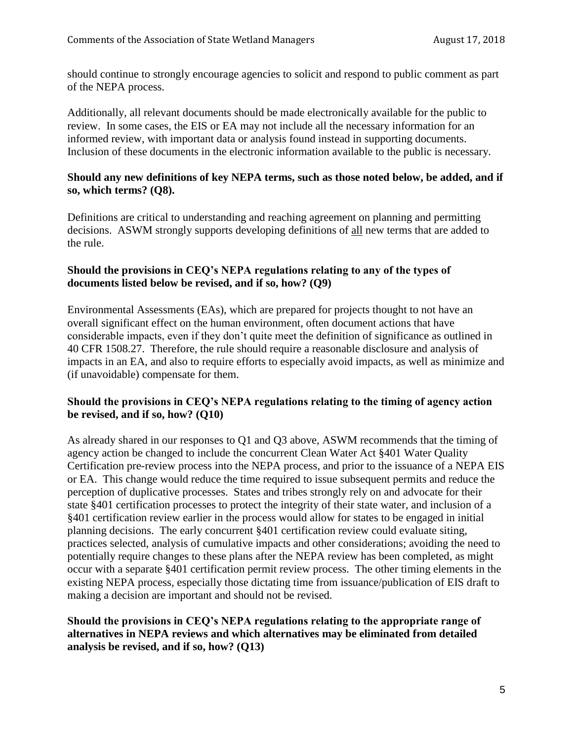should continue to strongly encourage agencies to solicit and respond to public comment as part of the NEPA process.

Additionally, all relevant documents should be made electronically available for the public to review. In some cases, the EIS or EA may not include all the necessary information for an informed review, with important data or analysis found instead in supporting documents. Inclusion of these documents in the electronic information available to the public is necessary.

**Should any new definitions of key NEPA terms, such as those noted below, be added, and if so, which terms? (Q8).**

Definitions are critical to understanding and reaching agreement on planning and permitting decisions. ASWM strongly supports developing definitions of <u>all</u> new terms that are added to the rule.

**Should the provisions in CEQ's NEPA regulations relating to any of the types of documents listed below be revised, and if so, how? (Q9)**

Environmental Assessments (EAs), which are prepared for projects thought to not have an overall significant effect on the human environment, often document actions that have considerable impacts, even if they don't quite meet the definition of significance as outlined in 40 CFR 1508.27. Therefore, the rule should require a reasonable disclosure and analysis of impacts in an EA, and also to require efforts to especially avoid impacts, as well as minimize and (if unavoidable) compensate for them.

**Should the provisions in CEQ's NEPA regulations relating to the timing of agency action be revised, and if so, how? (Q10)**

As already shared in our responses to Q1 and Q3 above, ASWM recommends that the timing of agency action be changed to include the concurrent Clean Water Act §401 Water Quality Certification pre-review process into the NEPA process, and prior to the issuance of a NEPA EIS or EA. This change would reduce the time required to issue subsequent permits and reduce the perception of duplicative processes. States and tribes strongly rely on and advocate for their state §401 certification processes to protect the integrity of their state water, and inclusion of a §401 certification review earlier in the process would allow for states to be engaged in initial planning decisions. The early concurrent §401 certification review could evaluate siting, practices selected, analysis of cumulative impacts and other considerations; avoiding the need to potentially require changes to these plans after the NEPA review has been completed, as might occur with a separate §401 certification permit review process. The other timing elements in the existing NEPA process, especially those dictating time from issuance/publication of EIS draft to making a decision are important and should not be revised.

**Should the provisions in CEQ's NEPA regulations relating to the appropriate range of alternatives in NEPA reviews and which alternatives may be eliminated from detailed analysis be revised, and if so, how? (Q13)**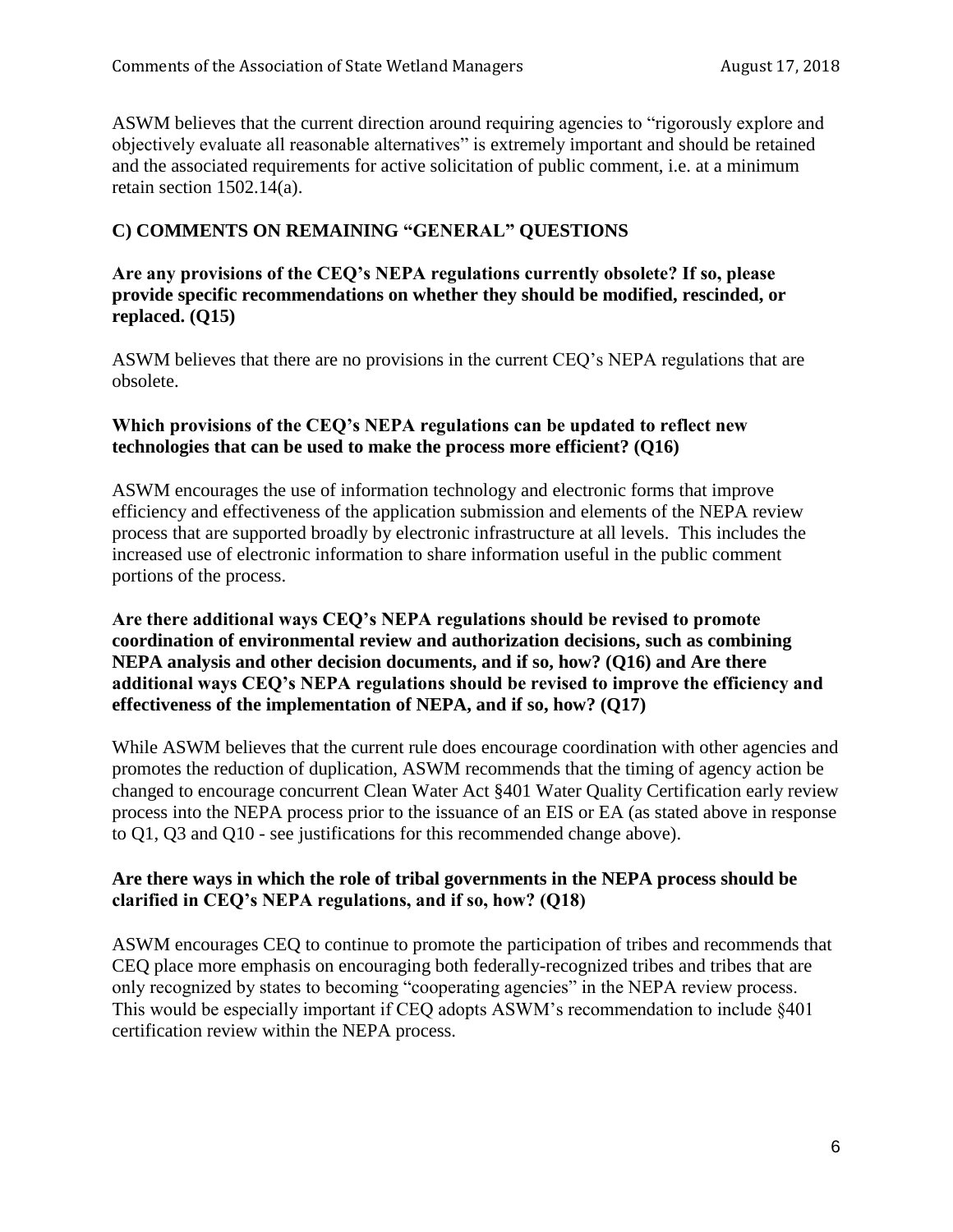ASWM believes that the current direction around requiring agencies to "rigorously explore and objectively evaluate all reasonable alternatives" is extremely important and should be retained and the associated requirements for active solicitation of public comment, i.e. at a minimum retain section 1502.14(a).

## C) COMMENTS ON REMAINING "GENERAL" QUESTIONS

**Are any provisions of the CEQ's NEPA regulations currently obsolete? If so, please provide specific recommendations on whether they should be modified, rescinded, or replaced. (Q15)**

ASWM believes that there are no provisions in the current CEQ's NEPA regulations that are obsolete.

**Which provisions of the CEQ's NEPA regulations can be updated to reflect new technologies that can be used to make the process more efficient? (Q16)**

ASWM encourages the use of information technology and electronic forms that improve efficiency and effectiveness of the application submission and elements of the NEPA review process that are supported broadly by electronic infrastructure at all levels. This includes the increased use of electronic information to share information useful in the public comment portions of the process.

**Are there additional ways CEQ's NEPA regulations should be revised to promote coordination of environmental review and authorization decisions, such as combining NEPA analysis and other decision documents, and if so, how? (Q16) and Are there additional ways CEQ's NEPA regulations should be revised to improve the efficiency and effectiveness of the implementation of NEPA, and if so, how? (Q17)**

While ASWM believes that the current rule does encourage coordination with other agencies and promotes the reduction of duplication, ASWM recommends that the timing of agency action be changed to encourage concurrent Clean Water Act §401 Water Quality Certification early review process into the NEPA process prior to the issuance of an EIS or EA (as stated above in response to Q1, Q3 and Q10 - see justifications for this recommended change above).

**Are there ways in which the role of tribal governments in the NEPA process should be clarified in CEQ's NEPA regulations, and if so, how? (Q18)**

ASWM encourages CEQ to continue to promote the participation of tribes and recommends that CEQ place more emphasis on encouraging both federally-recognized tribes and tribes that are only recognized by states to becoming "cooperating agencies" in the NEPA review process. This would be especially important if CEQ adopts ASWM's recommendation to include §401 certification review within the NEPA process.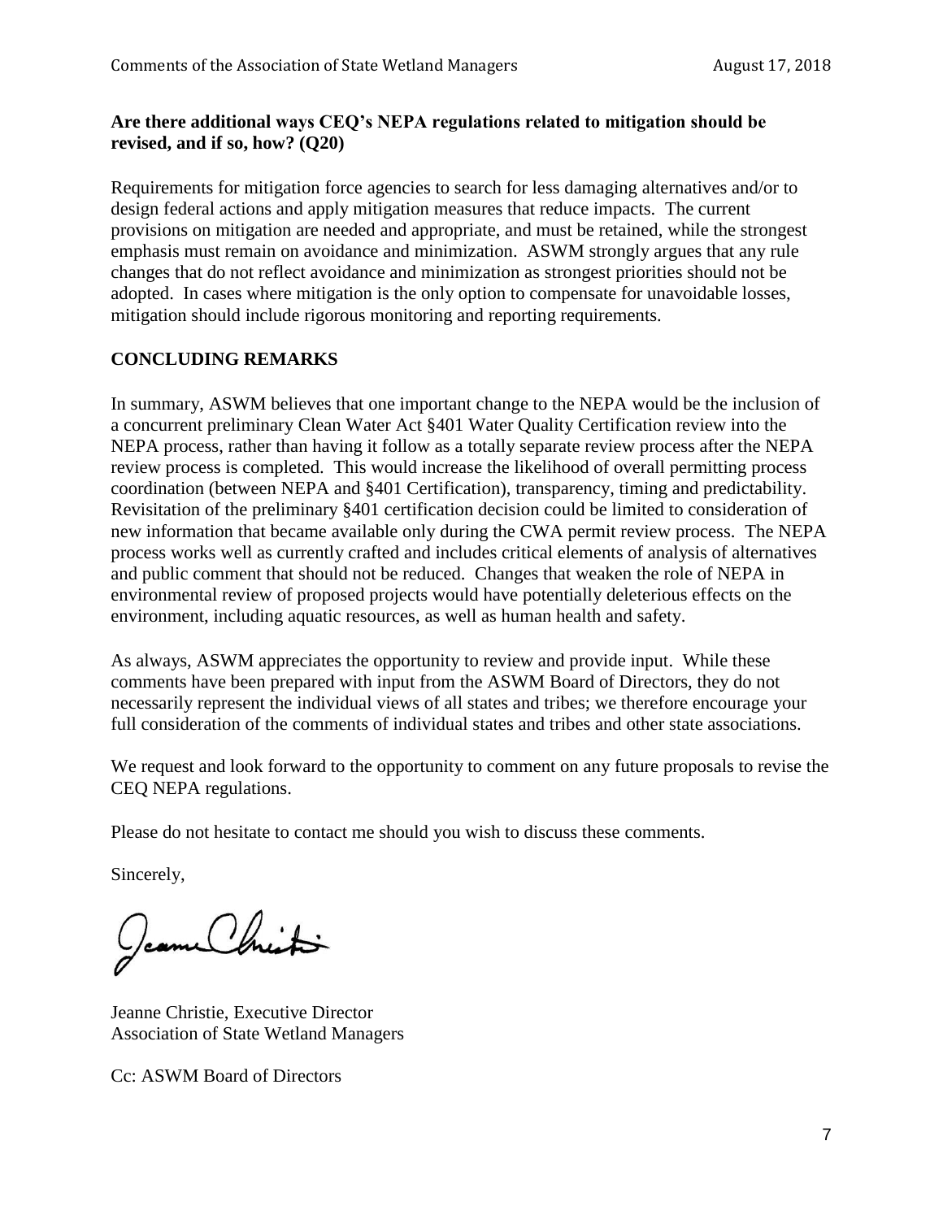**Are there additional ways CEQ's NEPA regulations related to mitigation should be revised, and if so, how? (Q20)**

Requirements for mitigation force agencies to search for less damaging alternatives and/or to design federal actions and apply mitigation measures that reduce impacts. The current provisions on mitigation are needed and appropriate, and must be retained, while the strongest emphasis must remain on avoidance and minimization. ASWM strongly argues that any rule changes that do not reflect avoidance and minimization as strongest priorities should not be adopted. In cases where mitigation is the only option to compensate for unavoidable losses, mitigation should include rigorous monitoring and reporting requirements.

**CONCLUDING REMARKS**

In summary, ASWM believes that one important change to the NEPA would be the inclusion of a concurrent preliminary Clean Water Act §401 Water Quality Certification review into the NEPA process, rather than having it follow as a totally separate review process after the NEPA review process is completed. This would increase the likelihood of overall permitting process coordination (between NEPA and §401 Certification), transparency, timing and predictability. Revisitation of the preliminary §401 certification decision could be limited to consideration of new information that became available only during the CWA permit review process. The NEPA process works well as currently crafted and includes critical elements of analysis of alternatives and public comment that should not be reduced. Changes that weaken the role of NEPA in environmental review of proposed projects would have potentially deleterious effects on the environment, including aquatic resources, as well as human health and safety.

As always, ASWM appreciates the opportunity to review and provide input. While these comments have been prepared with input from the ASWM Board of Directors, they do not necessarily represent the individual views of all states and tribes; we therefore encourage your full consideration of the comments of individual states and tribes and other state associations.

We request and look forward to the opportunity to comment on any future proposals to revise the CEQ NEPA regulations.

Please do not hesitate to contact me should you wish to discuss these comments.

Sincerely,

Jeanne Christie, Executive Director
Association of State Wetland Managers

Cc: ASWM Board of Directors